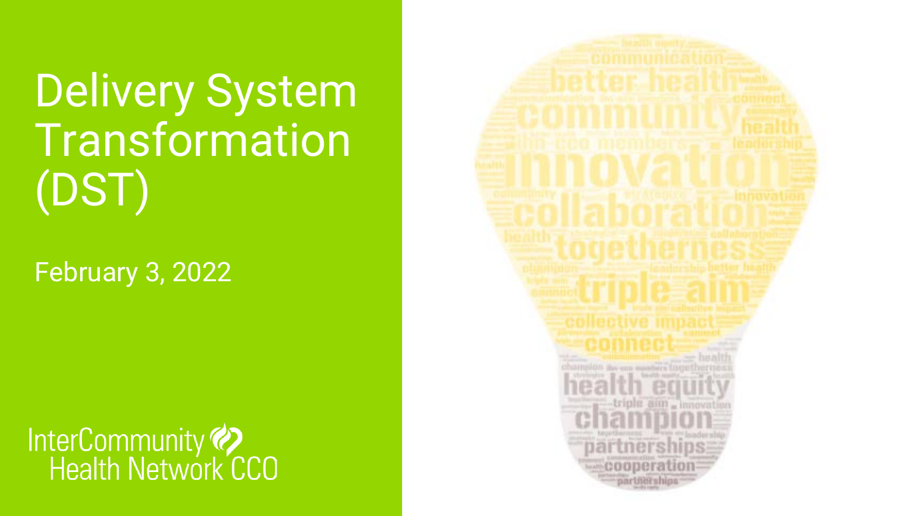# Delivery System Transformation (DST)

February 3, 2022

InterCommunity Health Network CCO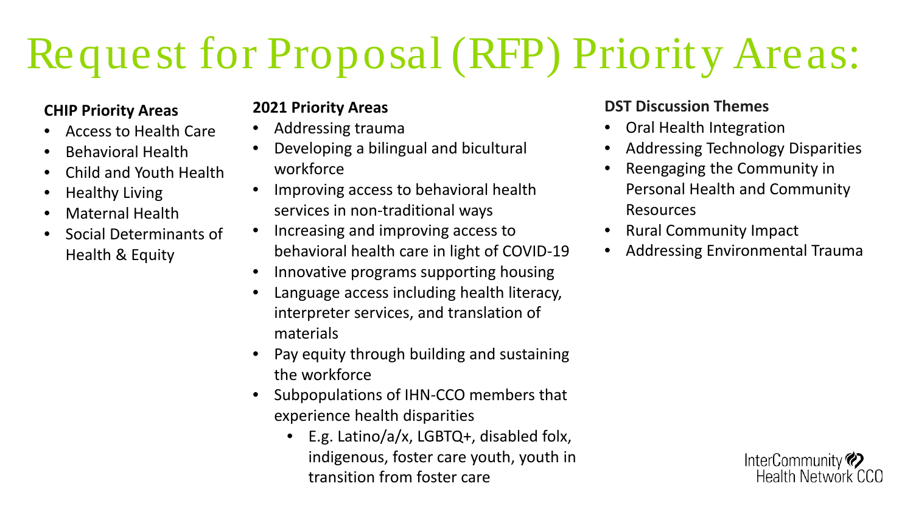# Request for Proposal (RFP) Priority Areas:

**CHIP Priority Areas**

- Access to Health Care
- Behavioral Health
- Child and Youth Health
- Healthy Living
- Maternal Health
- Social Determinants of Health & Equity

**2021 Priority Areas**

- Addressing trauma
- Developing a bilingual and bicultural workforce
- Improving access to behavioral health services in non-traditional ways
- Increasing and improving access to behavioral health care in light of COVID-19
- Innovative programs supporting housing
- Language access including health literacy, interpreter services, and translation of materials
- Pay equity through building and sustaining the workforce
- Subpopulations of IHN-CCO members that experience health disparities
  - E.g. Latino/a/x, LGBTQ+, disabled folx, indigenous, foster care youth, youth in transition from foster care

**DST Discussion Themes**

- Oral Health Integration
- Addressing Technology Disparities
- Reengaging the Community in Personal Health and Community Resources
- Rural Community Impact
- Addressing Environmental Trauma

InterCommunity Health Network CCO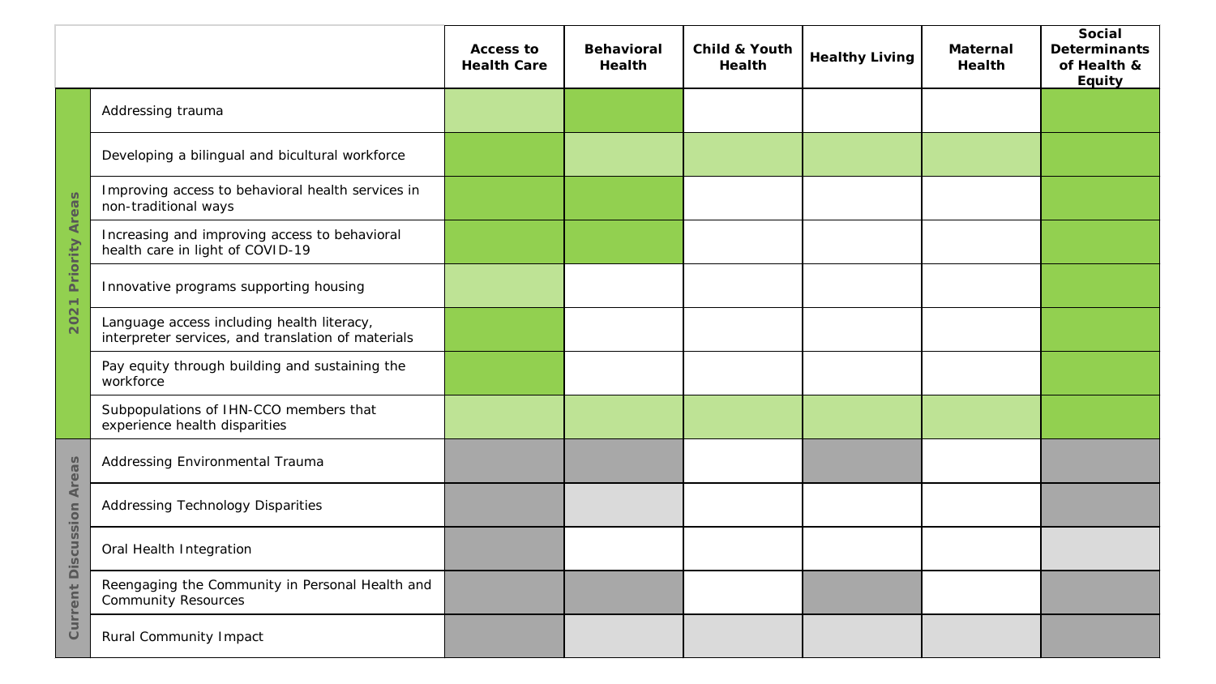| | | Access to Health Care | Behavioral Health | Child & Youth Health | Healthy Living | Maternal Health | Social Determinants of Health & Equity |
|---|---|---|---|---|---|---|---|
| 2021 Priority Areas | Addressing trauma | | | | | | |
| | Developing a bilingual and bicultural workforce | | | | | | |
| | Improving access to behavioral health services in non-traditional ways | | | | | | |
| | Increasing and improving access to behavioral health care in light of COVID-19 | | | | | | |
| | Innovative programs supporting housing | | | | | | |
| | Language access including health literacy, interpreter services, and translation of materials | | | | | | |
| | Pay equity through building and sustaining the workforce | | | | | | |
| | Subpopulations of IHN-CCO members that experience health disparities | | | | | | |
| Current Discussion Areas | Addressing Environmental Trauma | | | | | | |
| | Addressing Technology Disparities | | | | | | |
| | Oral Health Integration | | | | | | |
| | Reengaging the Community in Personal Health and Community Resources | | | | | | |
| | Rural Community Impact | | | | | | |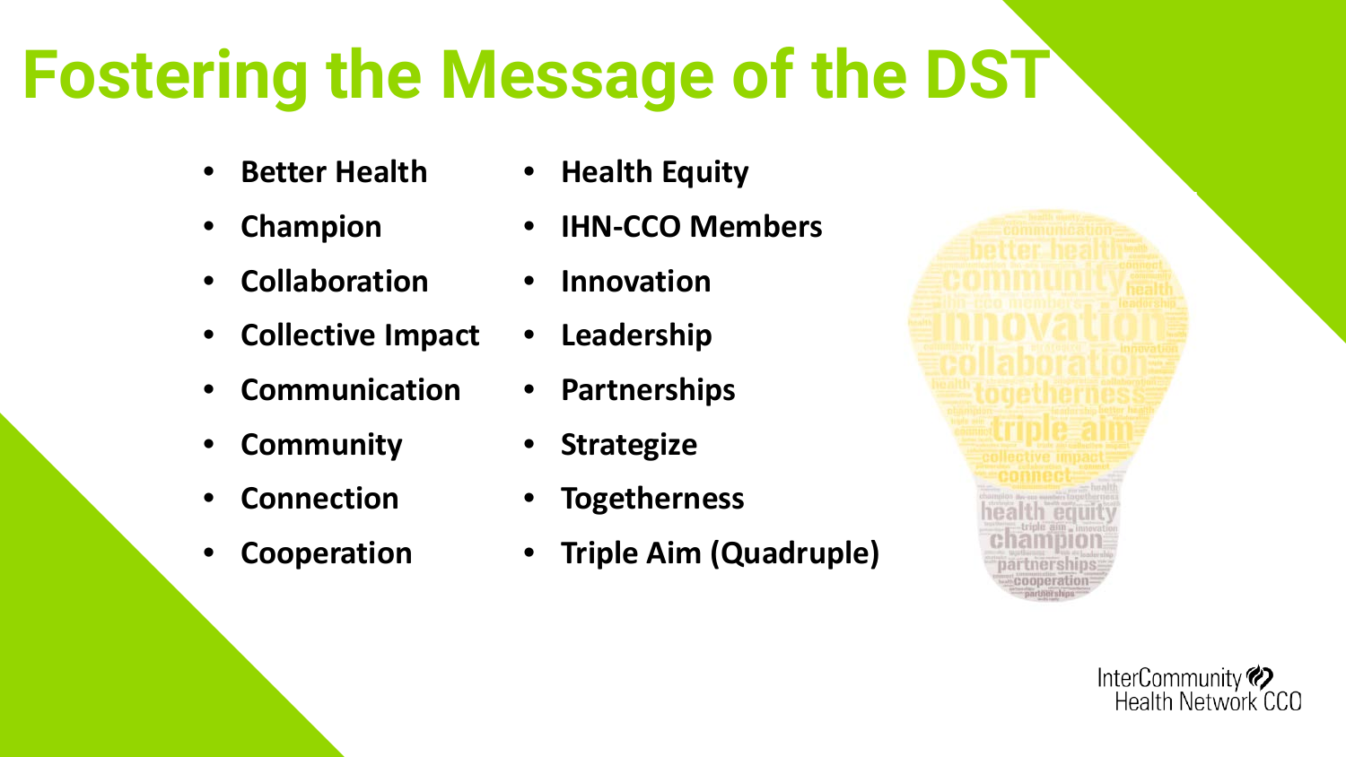# Fostering the Message of the DST

- Better Health
- Champion
- Collaboration
- Collective Impact
- Communication
- Community
- Connection
- Cooperation
- Health Equity
- IHN-CCO Members
- Innovation
- Leadership
- Partnerships
- Strategize
- Togetherness
- Triple Aim (Quadruple)

InterCommunity Health Network CCO